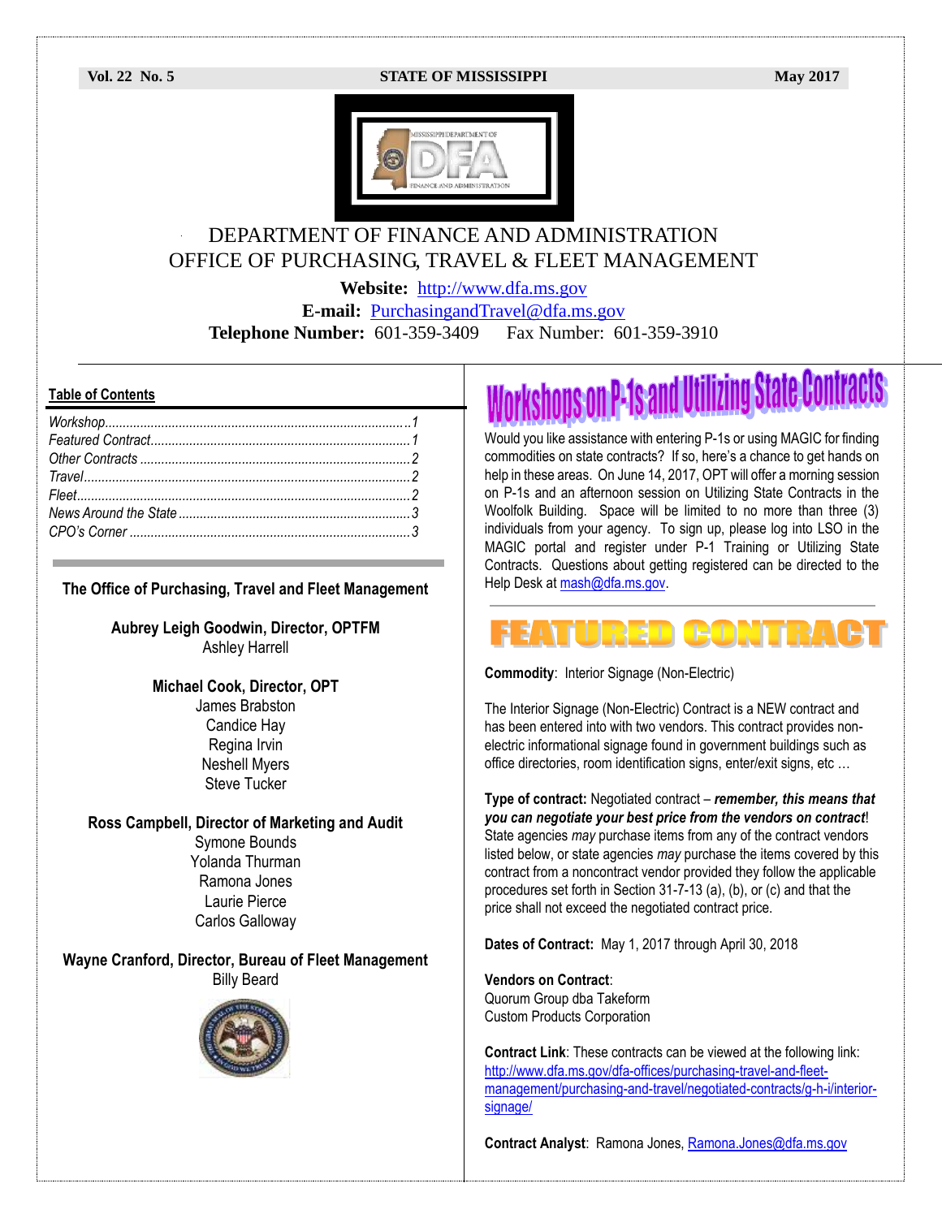Vol. 22 No. 5 STATE OF MISSISSIPPI May 2017

# DEPARTMENT OF FINANCE AND ADMINISTRATION
# OFFICE OF PURCHASING, TRAVEL & FLEET MANAGEMENT

**Website:** http://www.dfa.ms.gov

**E-mail:** PurchasingandTravel@dfa.ms.gov

**Telephone Number:** 601-359-3409 Fax Number: 601-359-3910

## Table of Contents

| | |
|---|---|
| *Workshop* | *1* |
| *Featured Contract* | *1* |
| *Other Contracts* | *2* |
| *Travel* | *2* |
| *Fleet* | *2* |
| *News Around the State* | *3* |
| *CPO's Corner* | *3* |

### The Office of Purchasing, Travel and Fleet Management

**Aubrey Leigh Goodwin, Director, OPTFM**
Ashley Harrell

**Michael Cook, Director, OPT**
James Brabston
Candice Hay
Regina Irvin
Neshell Myers
Steve Tucker

**Ross Campbell, Director of Marketing and Audit**
Symone Bounds
Yolanda Thurman
Ramona Jones
Laurie Pierce
Carlos Galloway

**Wayne Cranford, Director, Bureau of Fleet Management**
Billy Beard

## Workshops on P-1s and Utilizing State Contracts

Would you like assistance with entering P-1s or using MAGIC for finding commodities on state contracts? If so, here's a chance to get hands on help in these areas. On June 14, 2017, OPT will offer a morning session on P-1s and an afternoon session on Utilizing State Contracts in the Woolfolk Building. Space will be limited to no more than three (3) individuals from your agency. To sign up, please log into LSO in the MAGIC portal and register under P-1 Training or Utilizing State Contracts. Questions about getting registered can be directed to the Help Desk at mash@dfa.ms.gov.

## FEATURED CONTRACT

**Commodity**: Interior Signage (Non-Electric)

The Interior Signage (Non-Electric) Contract is a NEW contract and has been entered into with two vendors. This contract provides non-electric informational signage found in government buildings such as office directories, room identification signs, enter/exit signs, etc …

**Type of contract:** Negotiated contract – ***remember, this means that you can negotiate your best price from the vendors on contract***! State agencies *may* purchase items from any of the contract vendors listed below, or state agencies *may* purchase the items covered by this contract from a noncontract vendor provided they follow the applicable procedures set forth in Section 31-7-13 (a), (b), or (c) and that the price shall not exceed the negotiated contract price.

**Dates of Contract:** May 1, 2017 through April 30, 2018

**Vendors on Contract**:
Quorum Group dba Takeform
Custom Products Corporation

**Contract Link**: These contracts can be viewed at the following link: http://www.dfa.ms.gov/dfa-offices/purchasing-travel-and-fleet-management/purchasing-and-travel/negotiated-contracts/g-h-i/interior-signage/

**Contract Analyst**: Ramona Jones, Ramona.Jones@dfa.ms.gov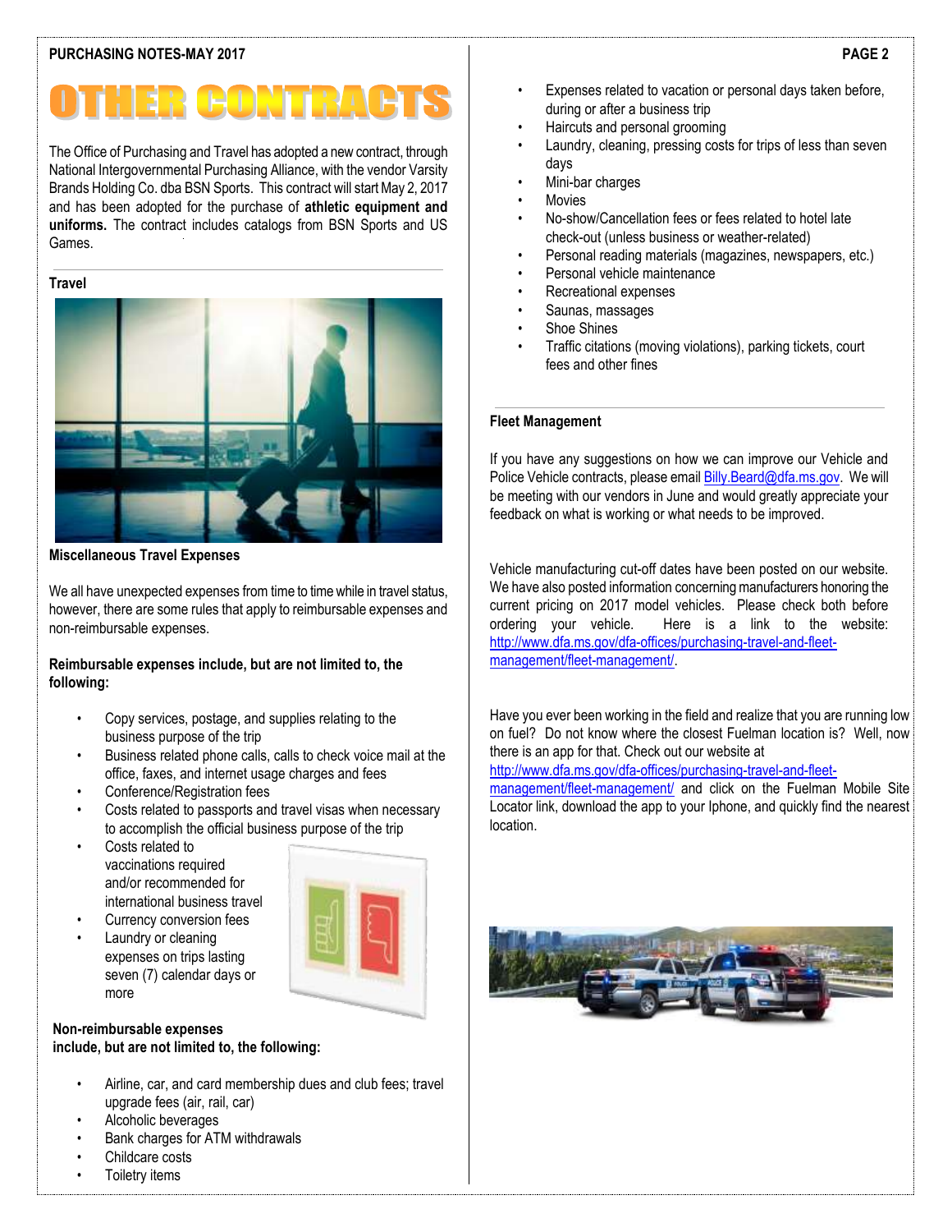# OTHER CONTRACTS

The Office of Purchasing and Travel has adopted a new contract, through National Intergovernmental Purchasing Alliance, with the vendor Varsity Brands Holding Co. dba BSN Sports. This contract will start May 2, 2017 and has been adopted for the purchase of **athletic equipment and uniforms.** The contract includes catalogs from BSN Sports and US Games.

## Travel

### Miscellaneous Travel Expenses

We all have unexpected expenses from time to time while in travel status, however, there are some rules that apply to reimbursable expenses and non-reimbursable expenses.

**Reimbursable expenses include, but are not limited to, the following:**

- Copy services, postage, and supplies relating to the business purpose of the trip
- Business related phone calls, calls to check voice mail at the office, faxes, and internet usage charges and fees
- Conference/Registration fees
- Costs related to passports and travel visas when necessary to accomplish the official business purpose of the trip
- Costs related to vaccinations required and/or recommended for international business travel
- Currency conversion fees
- Laundry or cleaning expenses on trips lasting seven (7) calendar days or more

**Non-reimbursable expenses include, but are not limited to, the following:**

- Airline, car, and card membership dues and club fees; travel upgrade fees (air, rail, car)
- Alcoholic beverages
- Bank charges for ATM withdrawals
- Childcare costs
- Toiletry items
- Expenses related to vacation or personal days taken before, during or after a business trip
- Haircuts and personal grooming
- Laundry, cleaning, pressing costs for trips of less than seven days
- Mini-bar charges
- Movies
- No-show/Cancellation fees or fees related to hotel late check-out (unless business or weather-related)
- Personal reading materials (magazines, newspapers, etc.)
- Personal vehicle maintenance
- Recreational expenses
- Saunas, massages
- Shoe Shines
- Traffic citations (moving violations), parking tickets, court fees and other fines

## Fleet Management

If you have any suggestions on how we can improve our Vehicle and Police Vehicle contracts, please email Billy.Beard@dfa.ms.gov. We will be meeting with our vendors in June and would greatly appreciate your feedback on what is working or what needs to be improved.

Vehicle manufacturing cut-off dates have been posted on our website. We have also posted information concerning manufacturers honoring the current pricing on 2017 model vehicles. Please check both before ordering your vehicle. Here is a link to the website: http://www.dfa.ms.gov/dfa-offices/purchasing-travel-and-fleet-management/fleet-management/.

Have you ever been working in the field and realize that you are running low on fuel? Do not know where the closest Fuelman location is? Well, now there is an app for that. Check out our website at http://www.dfa.ms.gov/dfa-offices/purchasing-travel-and-fleet-management/fleet-management/ and click on the Fuelman Mobile Site Locator link, download the app to your Iphone, and quickly find the nearest location.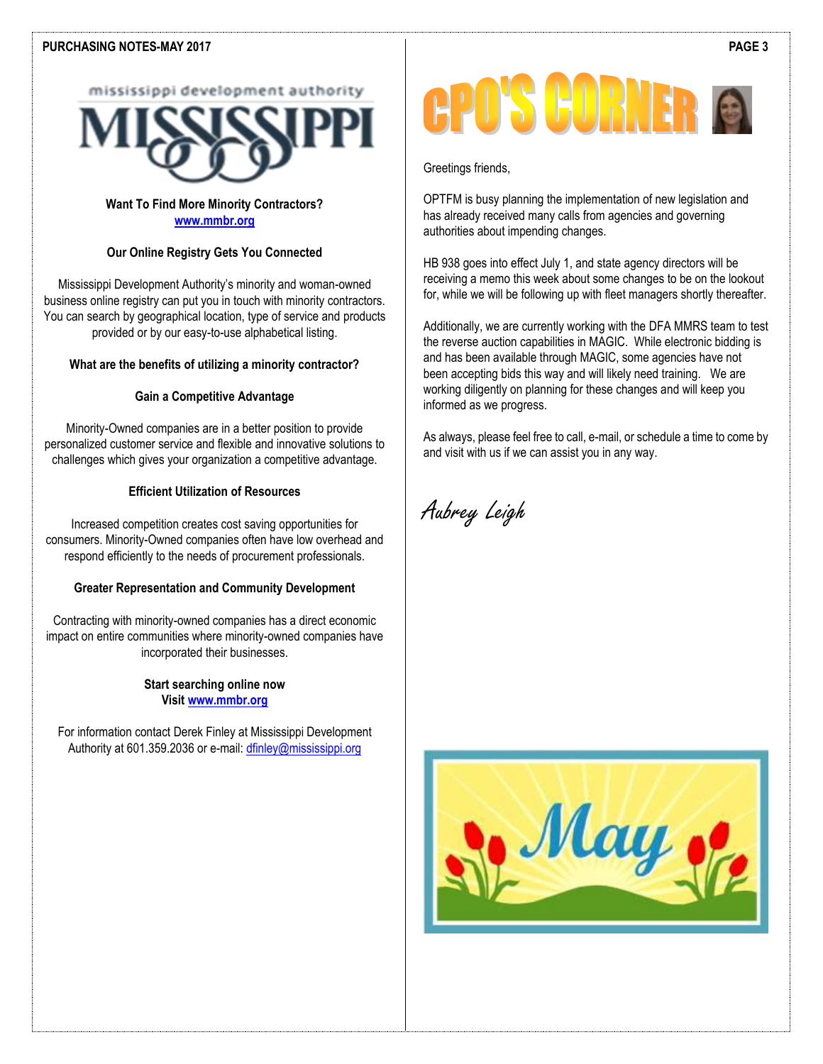mississippi development authority

MISSISSIPPI

**Want To Find More Minority Contractors?**
**www.mmbr.org**

**Our Online Registry Gets You Connected**

Mississippi Development Authority's minority and woman-owned business online registry can put you in touch with minority contractors. You can search by geographical location, type of service and products provided or by our easy-to-use alphabetical listing.

**What are the benefits of utilizing a minority contractor?**

**Gain a Competitive Advantage**

Minority-Owned companies are in a better position to provide personalized customer service and flexible and innovative solutions to challenges which gives your organization a competitive advantage.

**Efficient Utilization of Resources**

Increased competition creates cost saving opportunities for consumers. Minority-Owned companies often have low overhead and respond efficiently to the needs of procurement professionals.

**Greater Representation and Community Development**

Contracting with minority-owned companies has a direct economic impact on entire communities where minority-owned companies have incorporated their businesses.

**Start searching online now**
**Visit www.mmbr.org**

For information contact Derek Finley at Mississippi Development Authority at 601.359.2036 or e-mail: dfinley@mississippi.org

# CPO'S CORNER

Greetings friends,

OPTFM is busy planning the implementation of new legislation and has already received many calls from agencies and governing authorities about impending changes.

HB 938 goes into effect July 1, and state agency directors will be receiving a memo this week about some changes to be on the lookout for, while we will be following up with fleet managers shortly thereafter.

Additionally, we are currently working with the DFA MMRS team to test the reverse auction capabilities in MAGIC. While electronic bidding is and has been available through MAGIC, some agencies have not been accepting bids this way and will likely need training. We are working diligently on planning for these changes and will keep you informed as we progress.

As always, please feel free to call, e-mail, or schedule a time to come by and visit with us if we can assist you in any way.

*Aubrey Leigh*

May